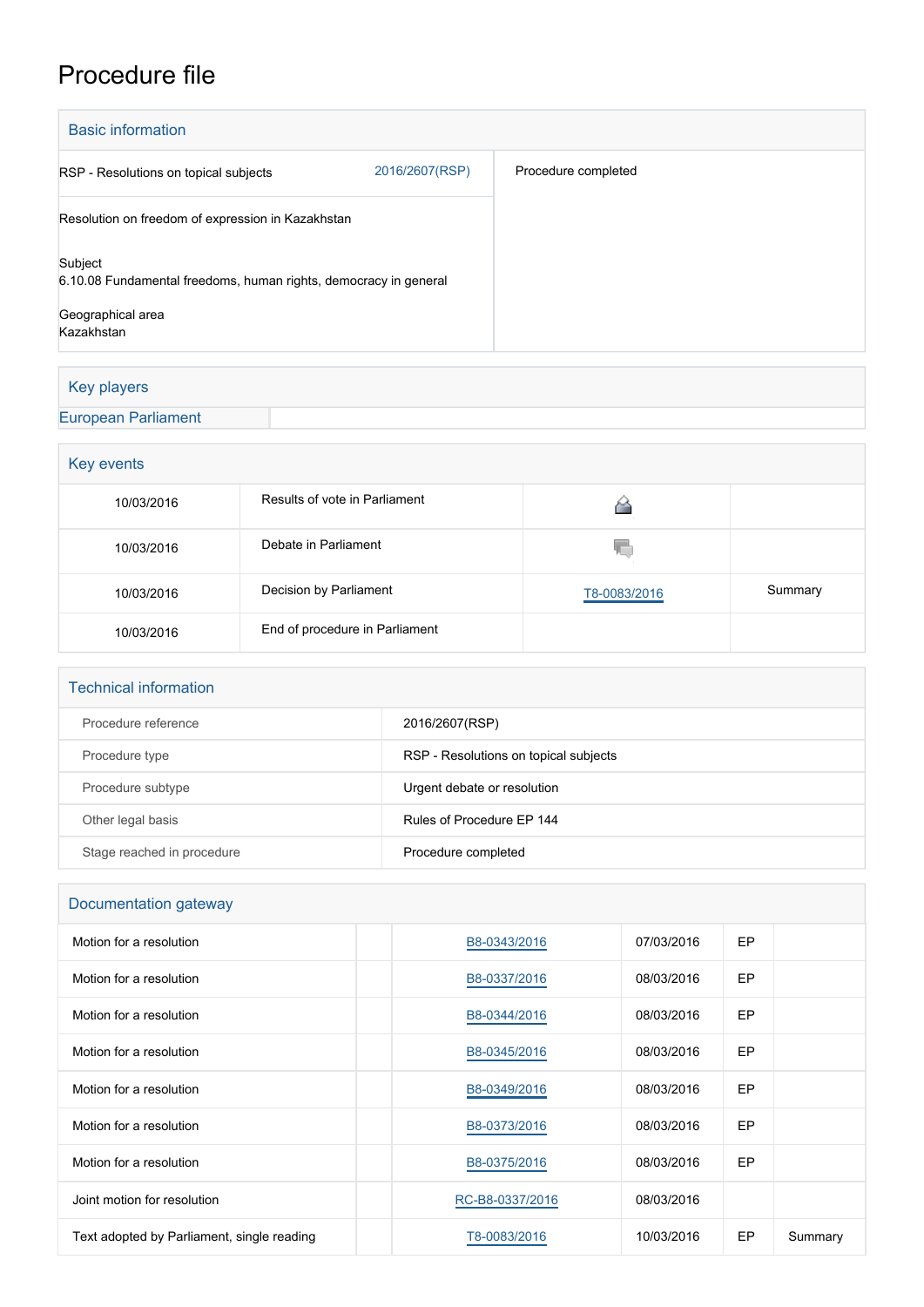# Procedure file

## Basic information

| | | |
|---|---|---|
| RSP - Resolutions on topical subjects | 2016/2607(RSP) | Procedure completed |
| Resolution on freedom of expression in Kazakhstan | | |
| Subject<br>6.10.08 Fundamental freedoms, human rights, democracy in general | | |
| Geographical area<br>Kazakhstan | | |

## Key players

European Parliament

## Key events

| | | | |
|---|---|---|---|
| 10/03/2016 | Results of vote in Parliament | | |
| 10/03/2016 | Debate in Parliament | | |
| 10/03/2016 | Decision by Parliament | T8-0083/2016 | Summary |
| 10/03/2016 | End of procedure in Parliament | | |

## Technical information

| | |
|---|---|
| Procedure reference | 2016/2607(RSP) |
| Procedure type | RSP - Resolutions on topical subjects |
| Procedure subtype | Urgent debate or resolution |
| Other legal basis | Rules of Procedure EP 144 |
| Stage reached in procedure | Procedure completed |

## Documentation gateway

| | | | | | |
|---|---|---|---|---|---|
| Motion for a resolution | | B8-0343/2016 | 07/03/2016 | EP | |
| Motion for a resolution | | B8-0337/2016 | 08/03/2016 | EP | |
| Motion for a resolution | | B8-0344/2016 | 08/03/2016 | EP | |
| Motion for a resolution | | B8-0345/2016 | 08/03/2016 | EP | |
| Motion for a resolution | | B8-0349/2016 | 08/03/2016 | EP | |
| Motion for a resolution | | B8-0373/2016 | 08/03/2016 | EP | |
| Motion for a resolution | | B8-0375/2016 | 08/03/2016 | EP | |
| Joint motion for resolution | | RC-B8-0337/2016 | 08/03/2016 | | |
| Text adopted by Parliament, single reading | | T8-0083/2016 | 10/03/2016 | EP | Summary |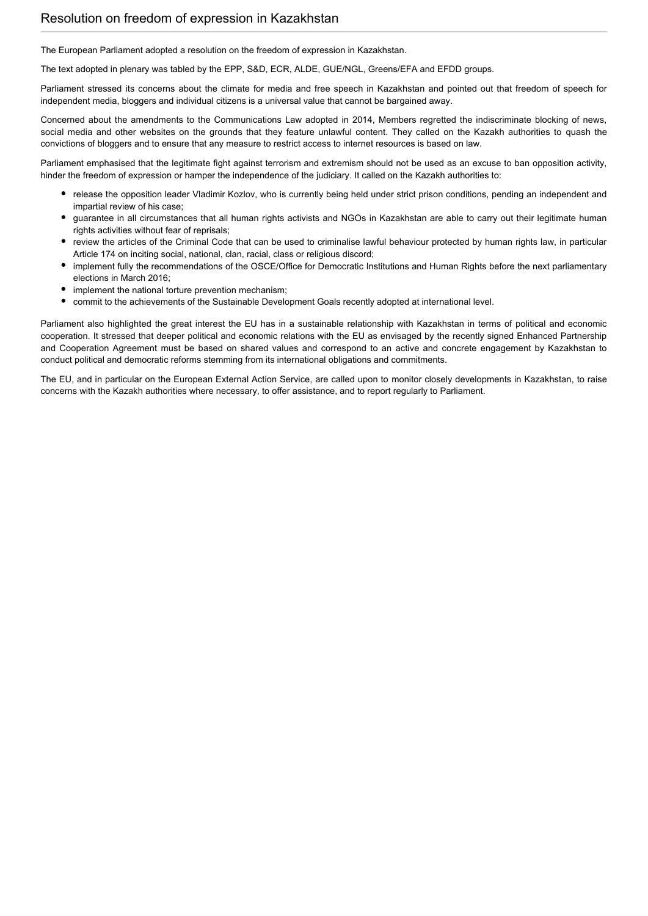## Resolution on freedom of expression in Kazakhstan

The European Parliament adopted a resolution on the freedom of expression in Kazakhstan.

The text adopted in plenary was tabled by the EPP, S&D, ECR, ALDE, GUE/NGL, Greens/EFA and EFDD groups.

Parliament stressed its concerns about the climate for media and free speech in Kazakhstan and pointed out that freedom of speech for independent media, bloggers and individual citizens is a universal value that cannot be bargained away.

Concerned about the amendments to the Communications Law adopted in 2014, Members regretted the indiscriminate blocking of news, social media and other websites on the grounds that they feature unlawful content. They called on the Kazakh authorities to quash the convictions of bloggers and to ensure that any measure to restrict access to internet resources is based on law.

Parliament emphasised that the legitimate fight against terrorism and extremism should not be used as an excuse to ban opposition activity, hinder the freedom of expression or hamper the independence of the judiciary. It called on the Kazakh authorities to:

- release the opposition leader Vladimir Kozlov, who is currently being held under strict prison conditions, pending an independent and impartial review of his case;
- guarantee in all circumstances that all human rights activists and NGOs in Kazakhstan are able to carry out their legitimate human rights activities without fear of reprisals;
- review the articles of the Criminal Code that can be used to criminalise lawful behaviour protected by human rights law, in particular Article 174 on inciting social, national, clan, racial, class or religious discord;
- implement fully the recommendations of the OSCE/Office for Democratic Institutions and Human Rights before the next parliamentary elections in March 2016;
- implement the national torture prevention mechanism;
- commit to the achievements of the Sustainable Development Goals recently adopted at international level.

Parliament also highlighted the great interest the EU has in a sustainable relationship with Kazakhstan in terms of political and economic cooperation. It stressed that deeper political and economic relations with the EU as envisaged by the recently signed Enhanced Partnership and Cooperation Agreement must be based on shared values and correspond to an active and concrete engagement by Kazakhstan to conduct political and democratic reforms stemming from its international obligations and commitments.

The EU, and in particular on the European External Action Service, are called upon to monitor closely developments in Kazakhstan, to raise concerns with the Kazakh authorities where necessary, to offer assistance, and to report regularly to Parliament.